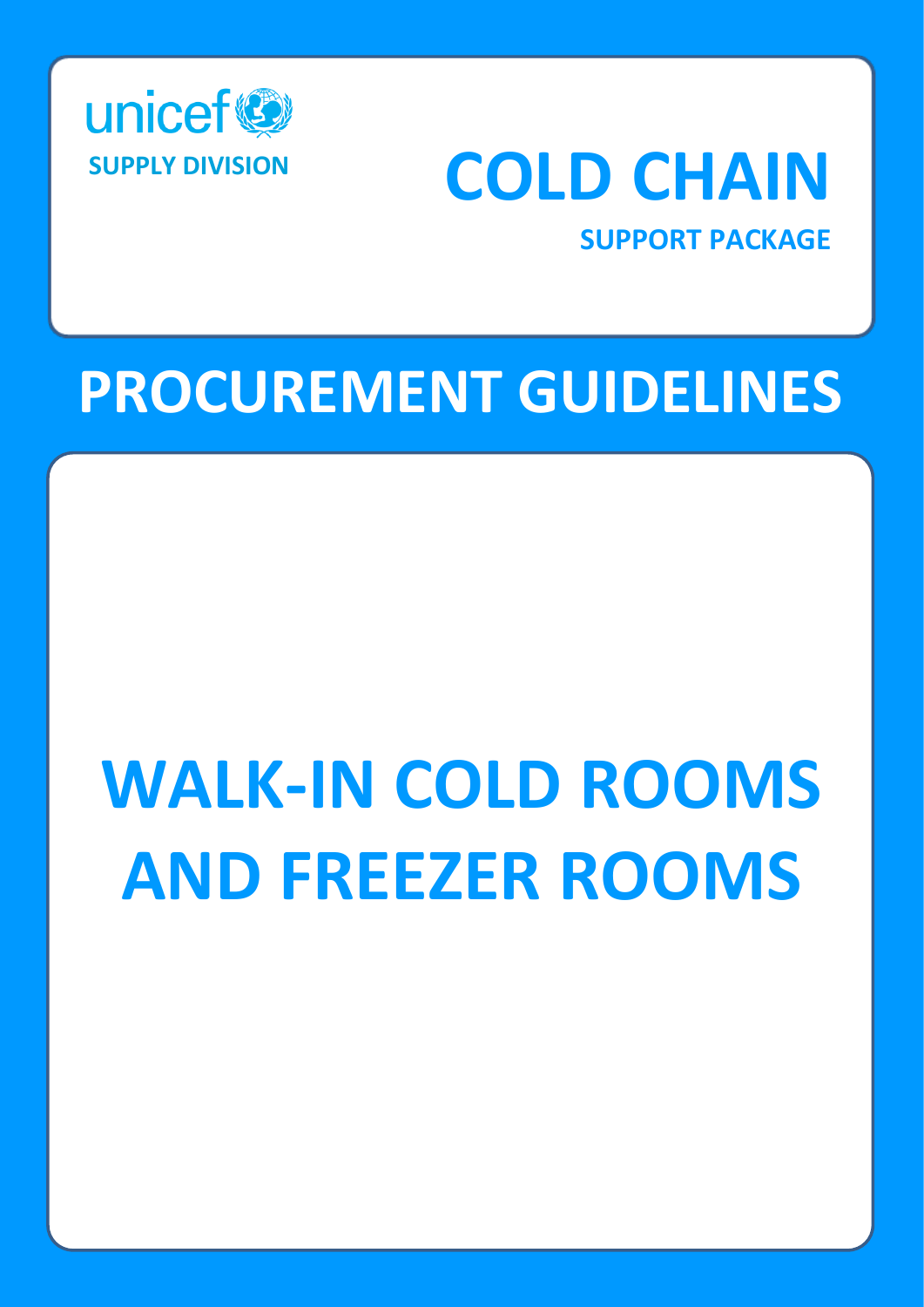unicef

SUPPLY DIVISION

# COLD CHAIN

SUPPORT PACKAGE

# PROCUREMENT GUIDELINES

# WALK-IN COLD ROOMS AND FREEZER ROOMS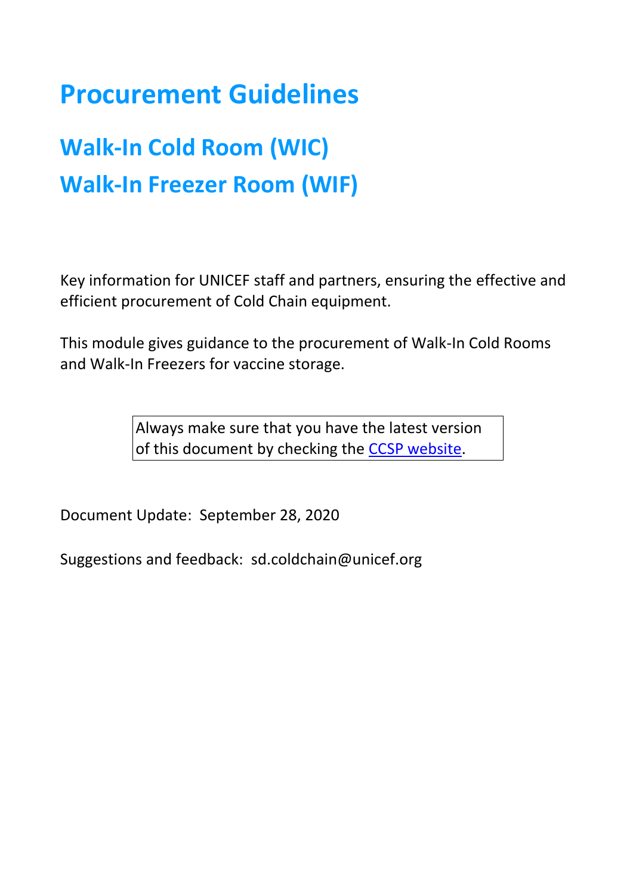# Procurement Guidelines

## Walk-In Cold Room (WIC)

## Walk-In Freezer Room (WIF)

Key information for UNICEF staff and partners, ensuring the effective and efficient procurement of Cold Chain equipment.

This module gives guidance to the procurement of Walk-In Cold Rooms and Walk-In Freezers for vaccine storage.

> Always make sure that you have the latest version of this document by checking the [CCSP website](CCSP website).

Document Update: September 28, 2020

Suggestions and feedback: sd.coldchain@unicef.org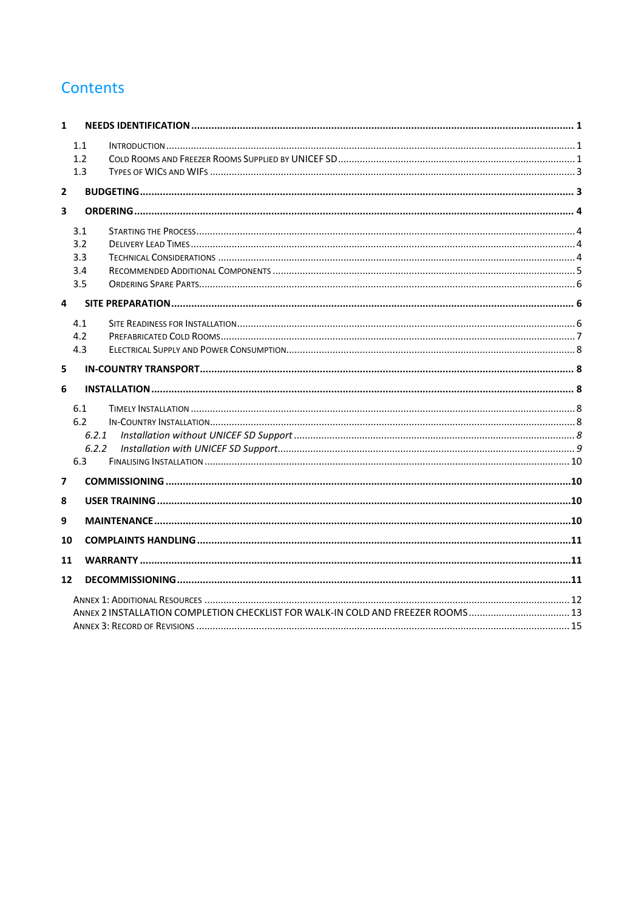# Contents

**1 NEEDS IDENTIFICATION** ..... **1**

- 1.1 INTRODUCTION ..... 1
- 1.2 COLD ROOMS AND FREEZER ROOMS SUPPLIED BY UNICEF SD ..... 1
- 1.3 TYPES OF WICS AND WIFS ..... 3

**2 BUDGETING** ..... **3**

**3 ORDERING** ..... **4**

- 3.1 STARTING THE PROCESS ..... 4
- 3.2 DELIVERY LEAD TIMES ..... 4
- 3.3 TECHNICAL CONSIDERATIONS ..... 4
- 3.4 RECOMMENDED ADDITIONAL COMPONENTS ..... 5
- 3.5 ORDERING SPARE PARTS ..... 6

**4 SITE PREPARATION** ..... **6**

- 4.1 SITE READINESS FOR INSTALLATION ..... 6
- 4.2 PREFABRICATED COLD ROOMS ..... 7
- 4.3 ELECTRICAL SUPPLY AND POWER CONSUMPTION ..... 8

**5 IN-COUNTRY TRANSPORT** ..... **8**

**6 INSTALLATION** ..... **8**

- 6.1 TIMELY INSTALLATION ..... 8
- 6.2 IN-COUNTRY INSTALLATION ..... 8
  - *6.2.1 Installation without UNICEF SD Support* ..... *8*
  - *6.2.2 Installation with UNICEF SD Support* ..... *9*
- 6.3 FINALISING INSTALLATION ..... 10

**7 COMMISSIONING** ..... **10**

**8 USER TRAINING** ..... **10**

**9 MAINTENANCE** ..... **10**

**10 COMPLAINTS HANDLING** ..... **11**

**11 WARRANTY** ..... **11**

**12 DECOMMISSIONING** ..... **11**

ANNEX 1: ADDITIONAL RESOURCES ..... 12

ANNEX 2 INSTALLATION COMPLETION CHECKLIST FOR WALK-IN COLD AND FREEZER ROOMS ..... 13

ANNEX 3: RECORD OF REVISIONS ..... 15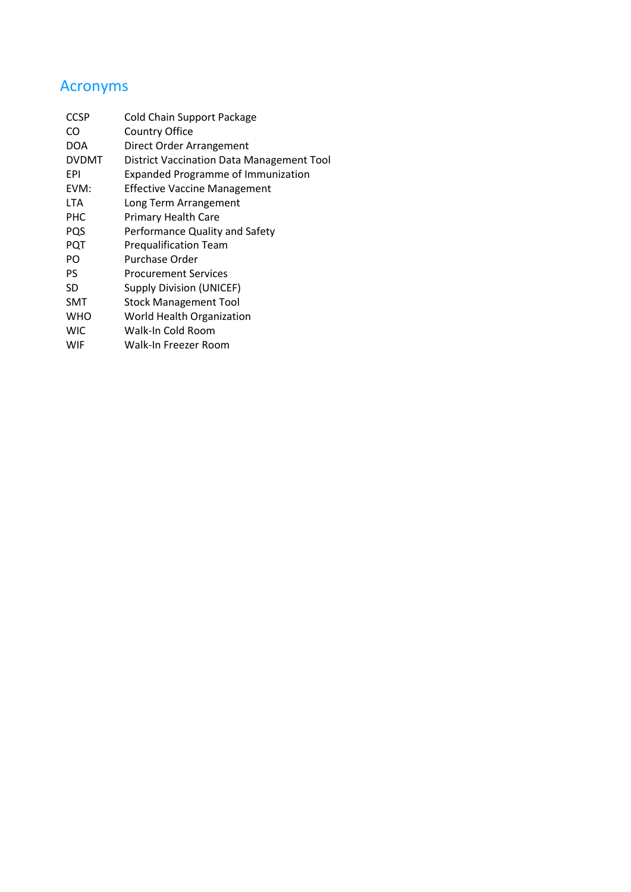# Acronyms

| | |
|---|---|
| CCSP | Cold Chain Support Package |
| CO | Country Office |
| DOA | Direct Order Arrangement |
| DVDMT | District Vaccination Data Management Tool |
| EPI | Expanded Programme of Immunization |
| EVM: | Effective Vaccine Management |
| LTA | Long Term Arrangement |
| PHC | Primary Health Care |
| PQS | Performance Quality and Safety |
| PQT | Prequalification Team |
| PO | Purchase Order |
| PS | Procurement Services |
| SD | Supply Division (UNICEF) |
| SMT | Stock Management Tool |
| WHO | World Health Organization |
| WIC | Walk-In Cold Room |
| WIF | Walk-In Freezer Room |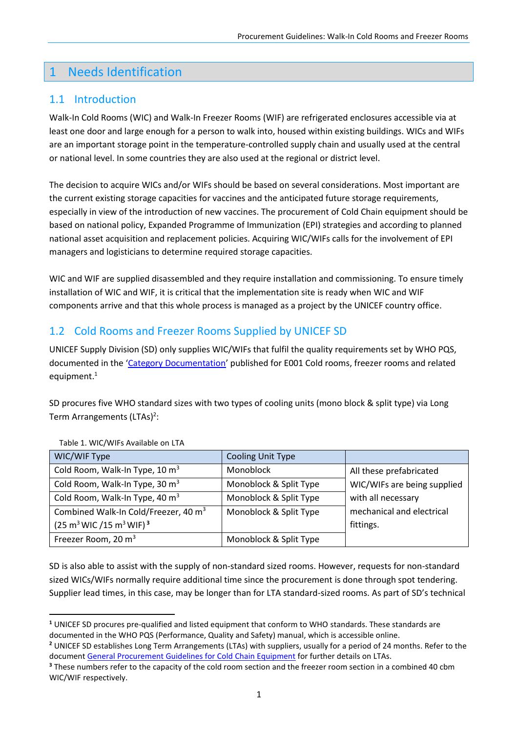# 1 Needs Identification

## 1.1 Introduction

Walk-In Cold Rooms (WIC) and Walk-In Freezer Rooms (WIF) are refrigerated enclosures accessible via at least one door and large enough for a person to walk into, housed within existing buildings. WICs and WIFs are an important storage point in the temperature-controlled supply chain and usually used at the central or national level. In some countries they are also used at the regional or district level.

The decision to acquire WICs and/or WIFs should be based on several considerations. Most important are the current existing storage capacities for vaccines and the anticipated future storage requirements, especially in view of the introduction of new vaccines. The procurement of Cold Chain equipment should be based on national policy, Expanded Programme of Immunization (EPI) strategies and according to planned national asset acquisition and replacement policies. Acquiring WIC/WIFs calls for the involvement of EPI managers and logisticians to determine required storage capacities.

WIC and WIF are supplied disassembled and they require installation and commissioning. To ensure timely installation of WIC and WIF, it is critical that the implementation site is ready when WIC and WIF components arrive and that this whole process is managed as a project by the UNICEF country office.

## 1.2 Cold Rooms and Freezer Rooms Supplied by UNICEF SD

UNICEF Supply Division (SD) only supplies WIC/WIFs that fulfil the quality requirements set by WHO PQS, documented in the 'Category Documentation' published for E001 Cold rooms, freezer rooms and related equipment.[1]

SD procures five WHO standard sizes with two types of cooling units (mono block & split type) via Long Term Arrangements (LTAs)[2]:

Table 1. WIC/WIFs Available on LTA

| WIC/WIF Type | Cooling Unit Type | |
|---|---|---|
| Cold Room, Walk-In Type, 10 $m^3$ | Monoblock | All these prefabricated WIC/WIFs are being supplied with all necessary mechanical and electrical fittings. |
| Cold Room, Walk-In Type, 30 $m^3$ | Monoblock & Split Type | |
| Cold Room, Walk-In Type, 40 $m^3$ | Monoblock & Split Type | |
| Combined Walk-In Cold/Freezer, 40 $m^3$ (25 $m^3$ WIC /15 $m^3$ WIF)[3] | Monoblock & Split Type | |
| Freezer Room, 20 $m^3$ | Monoblock & Split Type | |

SD is also able to assist with the supply of non-standard sized rooms. However, requests for non-standard sized WICs/WIFs normally require additional time since the procurement is done through spot tendering. Supplier lead times, in this case, may be longer than for LTA standard-sized rooms. As part of SD's technical

---

[1] UNICEF SD procures pre-qualified and listed equipment that conform to WHO standards. These standards are documented in the WHO PQS (Performance, Quality and Safety) manual, which is accessible online.

[2] UNICEF SD establishes Long Term Arrangements (LTAs) with suppliers, usually for a period of 24 months. Refer to the document General Procurement Guidelines for Cold Chain Equipment for further details on LTAs.

[3] These numbers refer to the capacity of the cold room section and the freezer room section in a combined 40 cbm WIC/WIF respectively.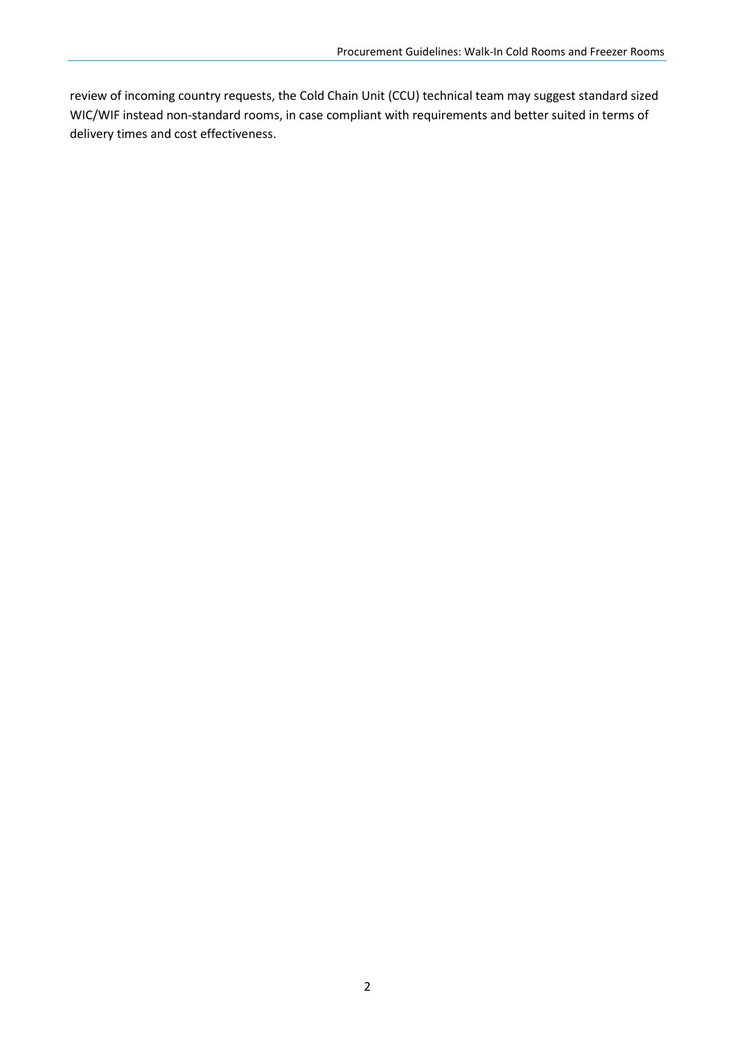review of incoming country requests, the Cold Chain Unit (CCU) technical team may suggest standard sized WIC/WIF instead non-standard rooms, in case compliant with requirements and better suited in terms of delivery times and cost effectiveness.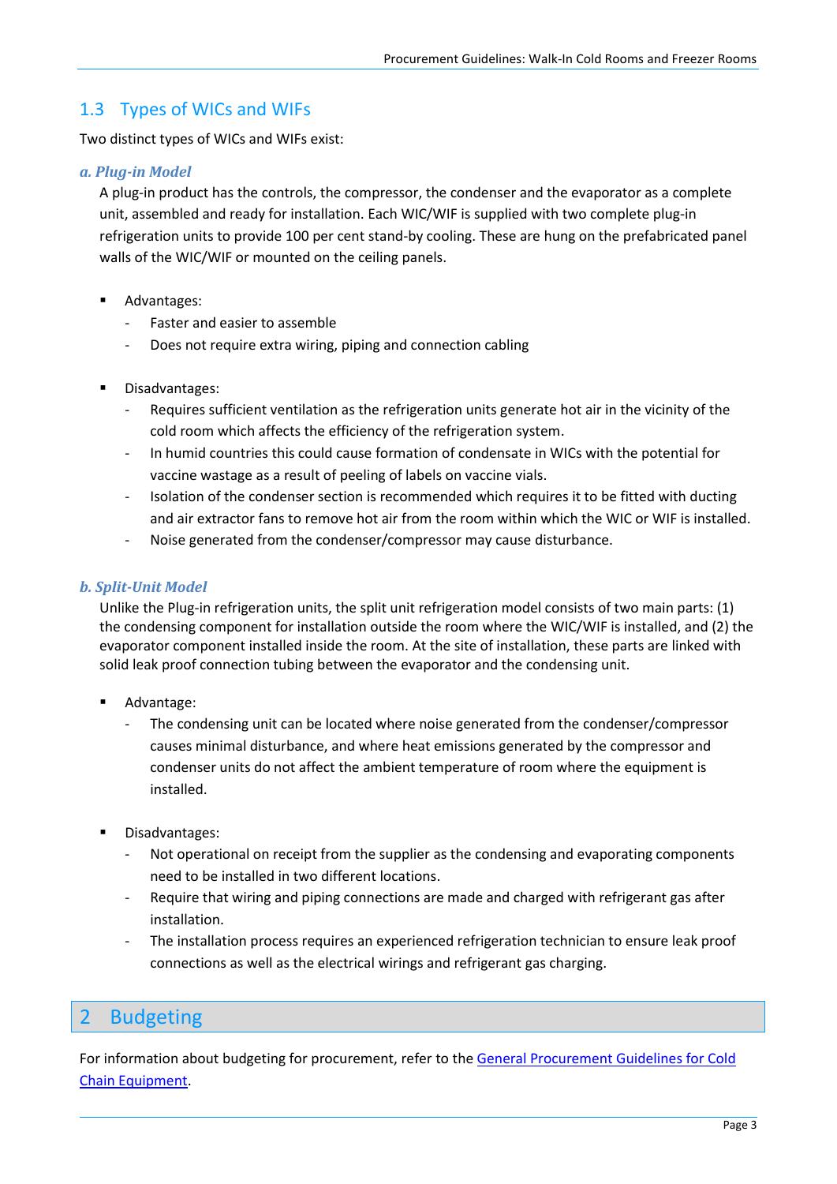## 1.3 Types of WICs and WIFs

Two distinct types of WICs and WIFs exist:

### *a. Plug-in Model*

A plug-in product has the controls, the compressor, the condenser and the evaporator as a complete unit, assembled and ready for installation. Each WIC/WIF is supplied with two complete plug-in refrigeration units to provide 100 per cent stand-by cooling. These are hung on the prefabricated panel walls of the WIC/WIF or mounted on the ceiling panels.

- Advantages:
  - Faster and easier to assemble
  - Does not require extra wiring, piping and connection cabling

- Disadvantages:
  - Requires sufficient ventilation as the refrigeration units generate hot air in the vicinity of the cold room which affects the efficiency of the refrigeration system.
  - In humid countries this could cause formation of condensate in WICs with the potential for vaccine wastage as a result of peeling of labels on vaccine vials.
  - Isolation of the condenser section is recommended which requires it to be fitted with ducting and air extractor fans to remove hot air from the room within which the WIC or WIF is installed.
  - Noise generated from the condenser/compressor may cause disturbance.

### *b. Split-Unit Model*

Unlike the Plug-in refrigeration units, the split unit refrigeration model consists of two main parts: (1) the condensing component for installation outside the room where the WIC/WIF is installed, and (2) the evaporator component installed inside the room. At the site of installation, these parts are linked with solid leak proof connection tubing between the evaporator and the condensing unit.

- Advantage:
  - The condensing unit can be located where noise generated from the condenser/compressor causes minimal disturbance, and where heat emissions generated by the compressor and condenser units do not affect the ambient temperature of room where the equipment is installed.

- Disadvantages:
  - Not operational on receipt from the supplier as the condensing and evaporating components need to be installed in two different locations.
  - Require that wiring and piping connections are made and charged with refrigerant gas after installation.
  - The installation process requires an experienced refrigeration technician to ensure leak proof connections as well as the electrical wirings and refrigerant gas charging.

# 2 Budgeting

For information about budgeting for procurement, refer to the General Procurement Guidelines for Cold Chain Equipment.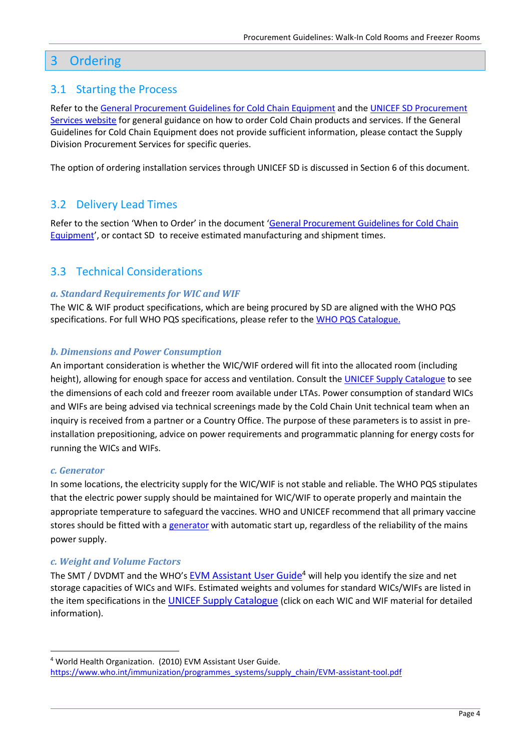# 3 Ordering

## 3.1 Starting the Process

Refer to the General Procurement Guidelines for Cold Chain Equipment and the UNICEF SD Procurement Services website for general guidance on how to order Cold Chain products and services. If the General Guidelines for Cold Chain Equipment does not provide sufficient information, please contact the Supply Division Procurement Services for specific queries.

The option of ordering installation services through UNICEF SD is discussed in Section 6 of this document.

## 3.2 Delivery Lead Times

Refer to the section 'When to Order' in the document 'General Procurement Guidelines for Cold Chain Equipment', or contact SD to receive estimated manufacturing and shipment times.

## 3.3 Technical Considerations

### *a. Standard Requirements for WIC and WIF*

The WIC & WIF product specifications, which are being procured by SD are aligned with the WHO PQS specifications. For full WHO PQS specifications, please refer to the WHO PQS Catalogue.

### *b. Dimensions and Power Consumption*

An important consideration is whether the WIC/WIF ordered will fit into the allocated room (including height), allowing for enough space for access and ventilation. Consult the UNICEF Supply Catalogue to see the dimensions of each cold and freezer room available under LTAs. Power consumption of standard WICs and WIFs are being advised via technical screenings made by the Cold Chain Unit technical team when an inquiry is received from a partner or a Country Office. The purpose of these parameters is to assist in pre-installation prepositioning, advice on power requirements and programmatic planning for energy costs for running the WICs and WIFs.

### *c. Generator*

In some locations, the electricity supply for the WIC/WIF is not stable and reliable. The WHO PQS stipulates that the electric power supply should be maintained for WIC/WIF to operate properly and maintain the appropriate temperature to safeguard the vaccines. WHO and UNICEF recommend that all primary vaccine stores should be fitted with a generator with automatic start up, regardless of the reliability of the mains power supply.

### *c. Weight and Volume Factors*

The SMT / DVDMT and the WHO's EVM Assistant User Guide[4] will help you identify the size and net storage capacities of WICs and WIFs. Estimated weights and volumes for standard WICs/WIFs are listed in the item specifications in the UNICEF Supply Catalogue (click on each WIC and WIF material for detailed information).

---

[4] World Health Organization. (2010) EVM Assistant User Guide.
https://www.who.int/immunization/programmes_systems/supply_chain/EVM-assistant-tool.pdf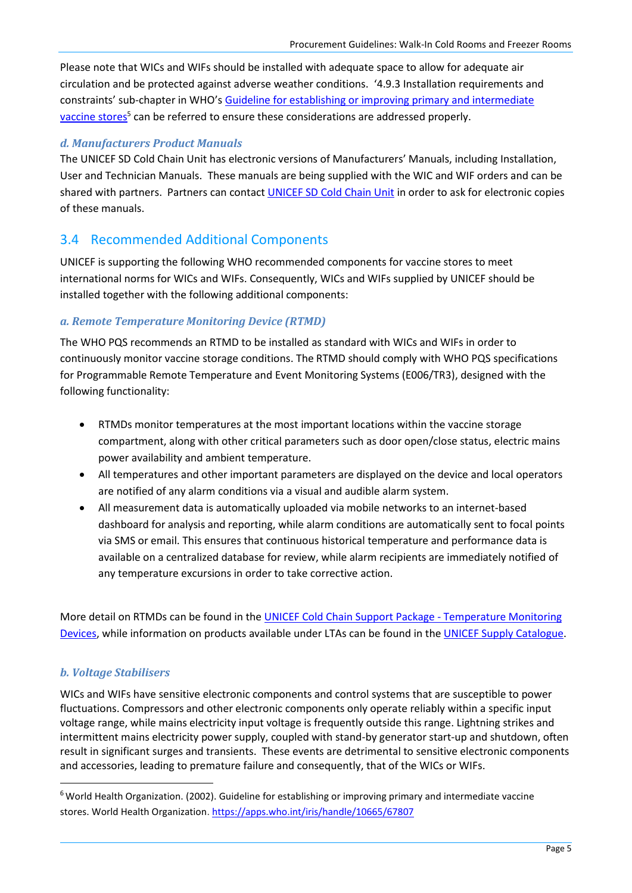Please note that WICs and WIFs should be installed with adequate space to allow for adequate air circulation and be protected against adverse weather conditions. '4.9.3 Installation requirements and constraints' sub-chapter in WHO's Guideline for establishing or improving primary and intermediate vaccine stores[5] can be referred to ensure these considerations are addressed properly.

### *d. Manufacturers Product Manuals*

The UNICEF SD Cold Chain Unit has electronic versions of Manufacturers' Manuals, including Installation, User and Technician Manuals. These manuals are being supplied with the WIC and WIF orders and can be shared with partners. Partners can contact UNICEF SD Cold Chain Unit in order to ask for electronic copies of these manuals.

## 3.4 Recommended Additional Components

UNICEF is supporting the following WHO recommended components for vaccine stores to meet international norms for WICs and WIFs. Consequently, WICs and WIFs supplied by UNICEF should be installed together with the following additional components:

### *a. Remote Temperature Monitoring Device (RTMD)*

The WHO PQS recommends an RTMD to be installed as standard with WICs and WIFs in order to continuously monitor vaccine storage conditions. The RTMD should comply with WHO PQS specifications for Programmable Remote Temperature and Event Monitoring Systems (E006/TR3), designed with the following functionality:

- RTMDs monitor temperatures at the most important locations within the vaccine storage compartment, along with other critical parameters such as door open/close status, electric mains power availability and ambient temperature.
- All temperatures and other important parameters are displayed on the device and local operators are notified of any alarm conditions via a visual and audible alarm system.
- All measurement data is automatically uploaded via mobile networks to an internet-based dashboard for analysis and reporting, while alarm conditions are automatically sent to focal points via SMS or email. This ensures that continuous historical temperature and performance data is available on a centralized database for review, while alarm recipients are immediately notified of any temperature excursions in order to take corrective action.

More detail on RTMDs can be found in the UNICEF Cold Chain Support Package - Temperature Monitoring Devices, while information on products available under LTAs can be found in the UNICEF Supply Catalogue.

### *b. Voltage Stabilisers*

WICs and WIFs have sensitive electronic components and control systems that are susceptible to power fluctuations. Compressors and other electronic components only operate reliably within a specific input voltage range, while mains electricity input voltage is frequently outside this range. Lightning strikes and intermittent mains electricity power supply, coupled with stand-by generator start-up and shutdown, often result in significant surges and transients. These events are detrimental to sensitive electronic components and accessories, leading to premature failure and consequently, that of the WICs or WIFs.

[6] World Health Organization. (2002). Guideline for establishing or improving primary and intermediate vaccine stores. World Health Organization. https://apps.who.int/iris/handle/10665/67807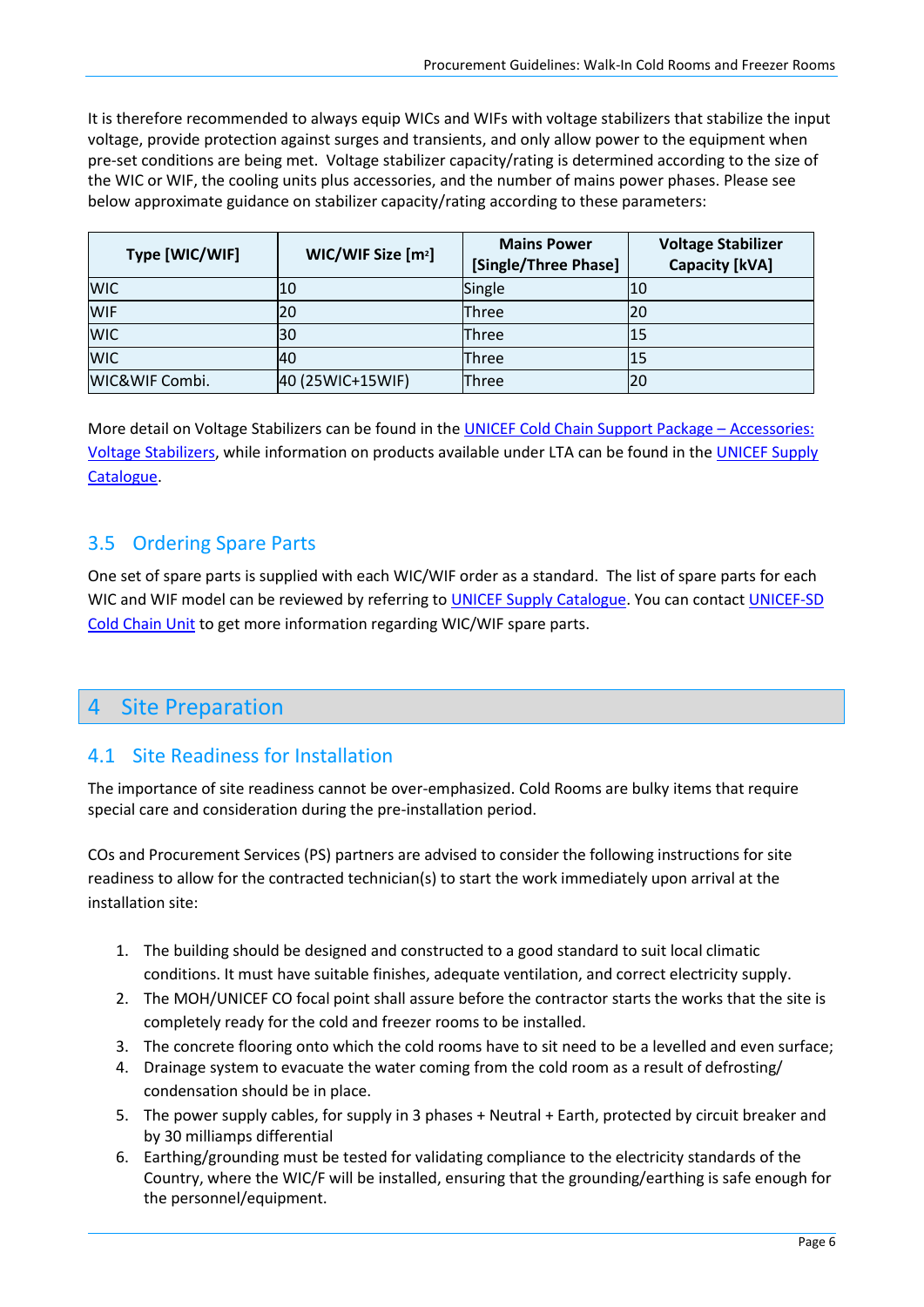It is therefore recommended to always equip WICs and WIFs with voltage stabilizers that stabilize the input voltage, provide protection against surges and transients, and only allow power to the equipment when pre-set conditions are being met. Voltage stabilizer capacity/rating is determined according to the size of the WIC or WIF, the cooling units plus accessories, and the number of mains power phases. Please see below approximate guidance on stabilizer capacity/rating according to these parameters:

| Type [WIC/WIF] | WIC/WIF Size [m$^2$] | Mains Power [Single/Three Phase] | Voltage Stabilizer Capacity [kVA] |
|---|---|---|---|
| WIC | 10 | Single | 10 |
| WIF | 20 | Three | 20 |
| WIC | 30 | Three | 15 |
| WIC | 40 | Three | 15 |
| WIC&WIF Combi. | 40 (25WIC+15WIF) | Three | 20 |

More detail on Voltage Stabilizers can be found in the UNICEF Cold Chain Support Package – Accessories: Voltage Stabilizers, while information on products available under LTA can be found in the UNICEF Supply Catalogue.

## 3.5 Ordering Spare Parts

One set of spare parts is supplied with each WIC/WIF order as a standard. The list of spare parts for each WIC and WIF model can be reviewed by referring to UNICEF Supply Catalogue. You can contact UNICEF-SD Cold Chain Unit to get more information regarding WIC/WIF spare parts.

# 4 Site Preparation

## 4.1 Site Readiness for Installation

The importance of site readiness cannot be over-emphasized. Cold Rooms are bulky items that require special care and consideration during the pre-installation period.

COs and Procurement Services (PS) partners are advised to consider the following instructions for site readiness to allow for the contracted technician(s) to start the work immediately upon arrival at the installation site:

1. The building should be designed and constructed to a good standard to suit local climatic conditions. It must have suitable finishes, adequate ventilation, and correct electricity supply.
2. The MOH/UNICEF CO focal point shall assure before the contractor starts the works that the site is completely ready for the cold and freezer rooms to be installed.
3. The concrete flooring onto which the cold rooms have to sit need to be a levelled and even surface;
4. Drainage system to evacuate the water coming from the cold room as a result of defrosting/ condensation should be in place.
5. The power supply cables, for supply in 3 phases + Neutral + Earth, protected by circuit breaker and by 30 milliamps differential
6. Earthing/grounding must be tested for validating compliance to the electricity standards of the Country, where the WIC/F will be installed, ensuring that the grounding/earthing is safe enough for the personnel/equipment.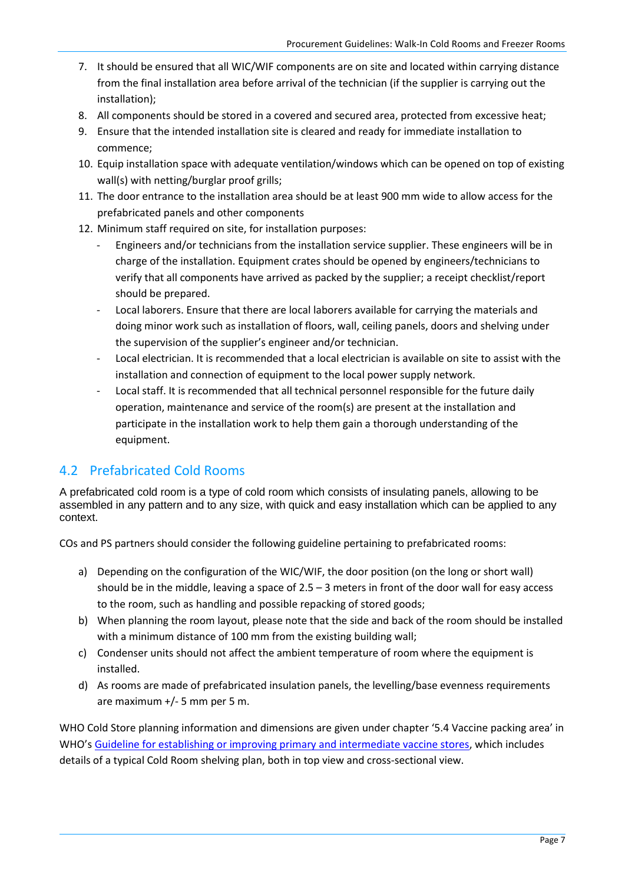7. It should be ensured that all WIC/WIF components are on site and located within carrying distance from the final installation area before arrival of the technician (if the supplier is carrying out the installation);
8. All components should be stored in a covered and secured area, protected from excessive heat;
9. Ensure that the intended installation site is cleared and ready for immediate installation to commence;
10. Equip installation space with adequate ventilation/windows which can be opened on top of existing wall(s) with netting/burglar proof grills;
11. The door entrance to the installation area should be at least 900 mm wide to allow access for the prefabricated panels and other components
12. Minimum staff required on site, for installation purposes:
    - Engineers and/or technicians from the installation service supplier. These engineers will be in charge of the installation. Equipment crates should be opened by engineers/technicians to verify that all components have arrived as packed by the supplier; a receipt checklist/report should be prepared.
    - Local laborers. Ensure that there are local laborers available for carrying the materials and doing minor work such as installation of floors, wall, ceiling panels, doors and shelving under the supervision of the supplier's engineer and/or technician.
    - Local electrician. It is recommended that a local electrician is available on site to assist with the installation and connection of equipment to the local power supply network.
    - Local staff. It is recommended that all technical personnel responsible for the future daily operation, maintenance and service of the room(s) are present at the installation and participate in the installation work to help them gain a thorough understanding of the equipment.

## 4.2 Prefabricated Cold Rooms

A prefabricated cold room is a type of cold room which consists of insulating panels, allowing to be assembled in any pattern and to any size, with quick and easy installation which can be applied to any context.

COs and PS partners should consider the following guideline pertaining to prefabricated rooms:

a) Depending on the configuration of the WIC/WIF, the door position (on the long or short wall) should be in the middle, leaving a space of 2.5 – 3 meters in front of the door wall for easy access to the room, such as handling and possible repacking of stored goods;
b) When planning the room layout, please note that the side and back of the room should be installed with a minimum distance of 100 mm from the existing building wall;
c) Condenser units should not affect the ambient temperature of room where the equipment is installed.
d) As rooms are made of prefabricated insulation panels, the levelling/base evenness requirements are maximum +/- 5 mm per 5 m.

WHO Cold Store planning information and dimensions are given under chapter '5.4 Vaccine packing area' in WHO's Guideline for establishing or improving primary and intermediate vaccine stores, which includes details of a typical Cold Room shelving plan, both in top view and cross-sectional view.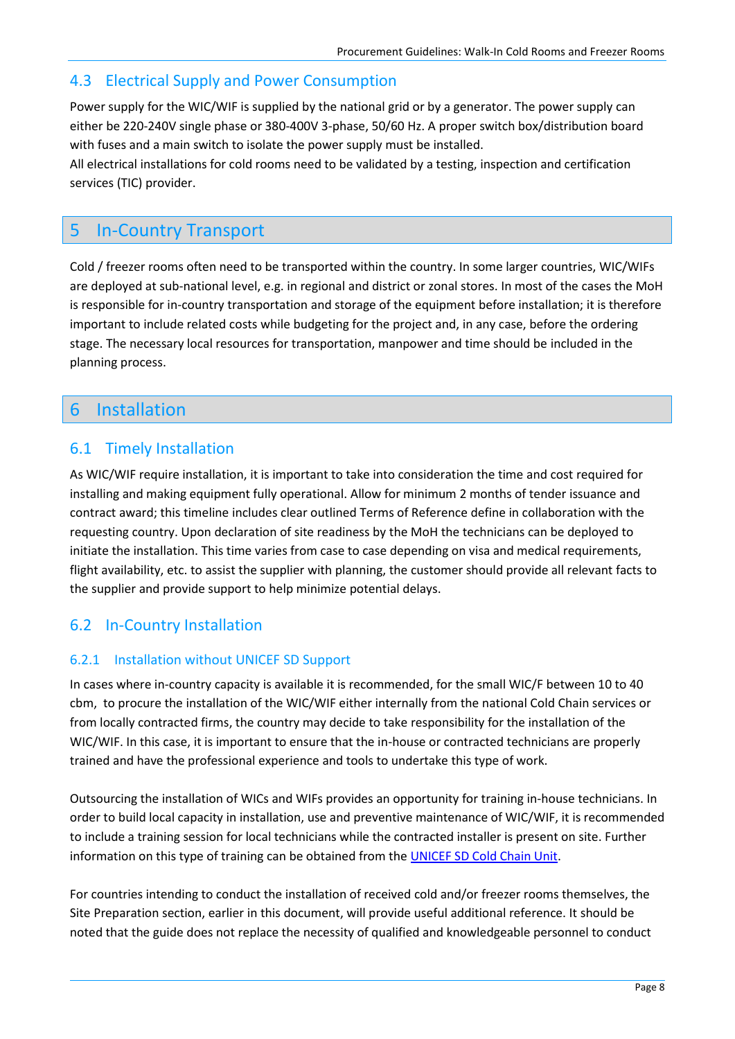## 4.3 Electrical Supply and Power Consumption

Power supply for the WIC/WIF is supplied by the national grid or by a generator. The power supply can either be 220-240V single phase or 380-400V 3-phase, 50/60 Hz. A proper switch box/distribution board with fuses and a main switch to isolate the power supply must be installed.
All electrical installations for cold rooms need to be validated by a testing, inspection and certification services (TIC) provider.

# 5 In-Country Transport

Cold / freezer rooms often need to be transported within the country. In some larger countries, WIC/WIFs are deployed at sub-national level, e.g. in regional and district or zonal stores. In most of the cases the MoH is responsible for in-country transportation and storage of the equipment before installation; it is therefore important to include related costs while budgeting for the project and, in any case, before the ordering stage. The necessary local resources for transportation, manpower and time should be included in the planning process.

# 6 Installation

## 6.1 Timely Installation

As WIC/WIF require installation, it is important to take into consideration the time and cost required for installing and making equipment fully operational. Allow for minimum 2 months of tender issuance and contract award; this timeline includes clear outlined Terms of Reference define in collaboration with the requesting country. Upon declaration of site readiness by the MoH the technicians can be deployed to initiate the installation. This time varies from case to case depending on visa and medical requirements, flight availability, etc. to assist the supplier with planning, the customer should provide all relevant facts to the supplier and provide support to help minimize potential delays.

## 6.2 In-Country Installation

### 6.2.1 Installation without UNICEF SD Support

In cases where in-country capacity is available it is recommended, for the small WIC/F between 10 to 40 cbm, to procure the installation of the WIC/WIF either internally from the national Cold Chain services or from locally contracted firms, the country may decide to take responsibility for the installation of the WIC/WIF. In this case, it is important to ensure that the in-house or contracted technicians are properly trained and have the professional experience and tools to undertake this type of work.

Outsourcing the installation of WICs and WIFs provides an opportunity for training in-house technicians. In order to build local capacity in installation, use and preventive maintenance of WIC/WIF, it is recommended to include a training session for local technicians while the contracted installer is present on site. Further information on this type of training can be obtained from the UNICEF SD Cold Chain Unit.

For countries intending to conduct the installation of received cold and/or freezer rooms themselves, the Site Preparation section, earlier in this document, will provide useful additional reference. It should be noted that the guide does not replace the necessity of qualified and knowledgeable personnel to conduct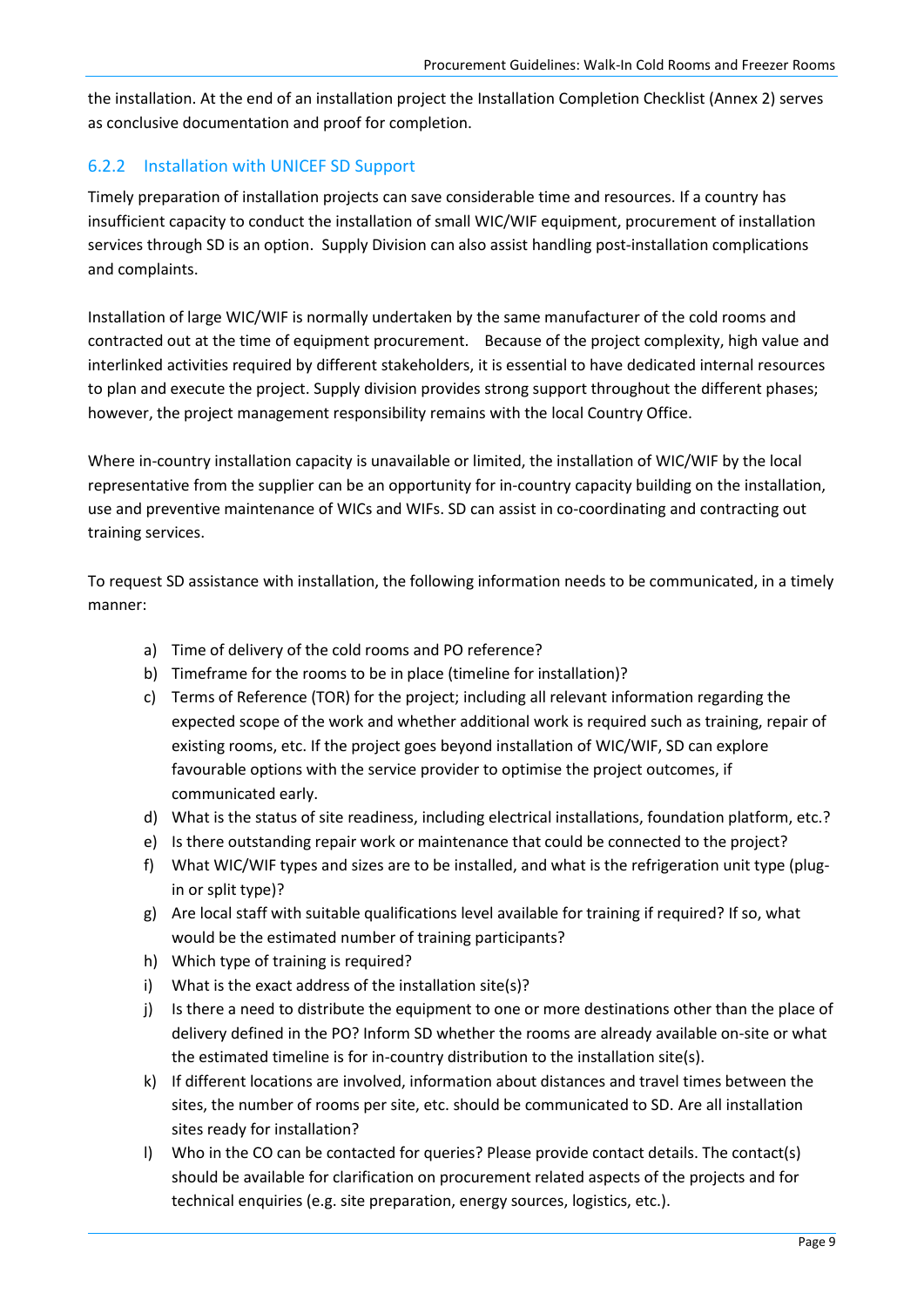the installation. At the end of an installation project the Installation Completion Checklist (Annex 2) serves as conclusive documentation and proof for completion.

### 6.2.2 Installation with UNICEF SD Support

Timely preparation of installation projects can save considerable time and resources. If a country has insufficient capacity to conduct the installation of small WIC/WIF equipment, procurement of installation services through SD is an option. Supply Division can also assist handling post-installation complications and complaints.

Installation of large WIC/WIF is normally undertaken by the same manufacturer of the cold rooms and contracted out at the time of equipment procurement. Because of the project complexity, high value and interlinked activities required by different stakeholders, it is essential to have dedicated internal resources to plan and execute the project. Supply division provides strong support throughout the different phases; however, the project management responsibility remains with the local Country Office.

Where in-country installation capacity is unavailable or limited, the installation of WIC/WIF by the local representative from the supplier can be an opportunity for in-country capacity building on the installation, use and preventive maintenance of WICs and WIFs. SD can assist in co-coordinating and contracting out training services.

To request SD assistance with installation, the following information needs to be communicated, in a timely manner:

a) Time of delivery of the cold rooms and PO reference?
b) Timeframe for the rooms to be in place (timeline for installation)?
c) Terms of Reference (TOR) for the project; including all relevant information regarding the expected scope of the work and whether additional work is required such as training, repair of existing rooms, etc. If the project goes beyond installation of WIC/WIF, SD can explore favourable options with the service provider to optimise the project outcomes, if communicated early.
d) What is the status of site readiness, including electrical installations, foundation platform, etc.?
e) Is there outstanding repair work or maintenance that could be connected to the project?
f) What WIC/WIF types and sizes are to be installed, and what is the refrigeration unit type (plug-in or split type)?
g) Are local staff with suitable qualifications level available for training if required? If so, what would be the estimated number of training participants?
h) Which type of training is required?
i) What is the exact address of the installation site(s)?
j) Is there a need to distribute the equipment to one or more destinations other than the place of delivery defined in the PO? Inform SD whether the rooms are already available on-site or what the estimated timeline is for in-country distribution to the installation site(s).
k) If different locations are involved, information about distances and travel times between the sites, the number of rooms per site, etc. should be communicated to SD. Are all installation sites ready for installation?
l) Who in the CO can be contacted for queries? Please provide contact details. The contact(s) should be available for clarification on procurement related aspects of the projects and for technical enquiries (e.g. site preparation, energy sources, logistics, etc.).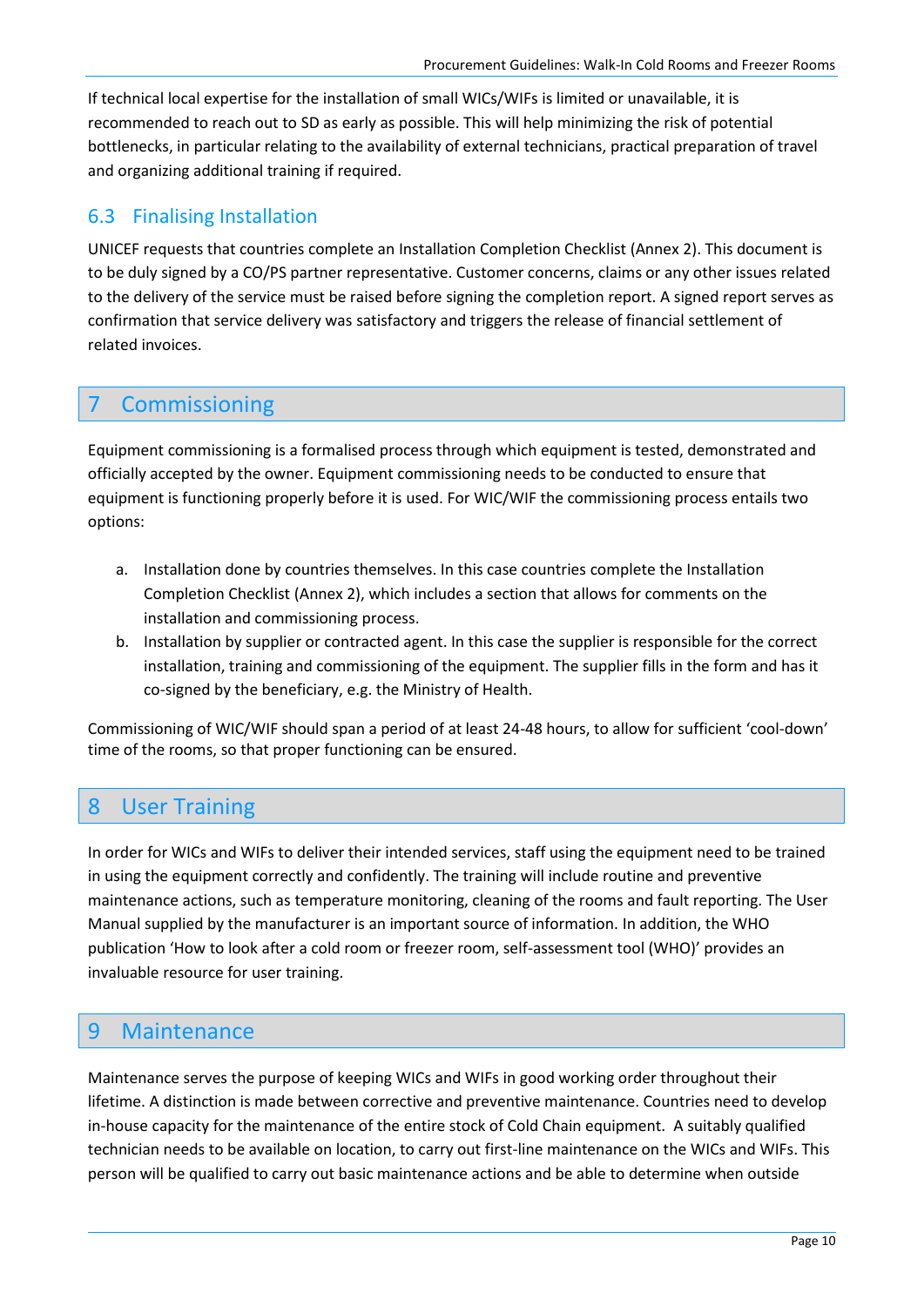If technical local expertise for the installation of small WICs/WIFs is limited or unavailable, it is recommended to reach out to SD as early as possible. This will help minimizing the risk of potential bottlenecks, in particular relating to the availability of external technicians, practical preparation of travel and organizing additional training if required.

### 6.3 Finalising Installation

UNICEF requests that countries complete an Installation Completion Checklist (Annex 2). This document is to be duly signed by a CO/PS partner representative. Customer concerns, claims or any other issues related to the delivery of the service must be raised before signing the completion report. A signed report serves as confirmation that service delivery was satisfactory and triggers the release of financial settlement of related invoices.

## 7 Commissioning

Equipment commissioning is a formalised process through which equipment is tested, demonstrated and officially accepted by the owner. Equipment commissioning needs to be conducted to ensure that equipment is functioning properly before it is used. For WIC/WIF the commissioning process entails two options:

a. Installation done by countries themselves. In this case countries complete the Installation Completion Checklist (Annex 2), which includes a section that allows for comments on the installation and commissioning process.
b. Installation by supplier or contracted agent. In this case the supplier is responsible for the correct installation, training and commissioning of the equipment. The supplier fills in the form and has it co-signed by the beneficiary, e.g. the Ministry of Health.

Commissioning of WIC/WIF should span a period of at least 24-48 hours, to allow for sufficient 'cool-down' time of the rooms, so that proper functioning can be ensured.

## 8 User Training

In order for WICs and WIFs to deliver their intended services, staff using the equipment need to be trained in using the equipment correctly and confidently. The training will include routine and preventive maintenance actions, such as temperature monitoring, cleaning of the rooms and fault reporting. The User Manual supplied by the manufacturer is an important source of information. In addition, the WHO publication 'How to look after a cold room or freezer room, self-assessment tool (WHO)' provides an invaluable resource for user training.

## 9 Maintenance

Maintenance serves the purpose of keeping WICs and WIFs in good working order throughout their lifetime. A distinction is made between corrective and preventive maintenance. Countries need to develop in-house capacity for the maintenance of the entire stock of Cold Chain equipment. A suitably qualified technician needs to be available on location, to carry out first-line maintenance on the WICs and WIFs. This person will be qualified to carry out basic maintenance actions and be able to determine when outside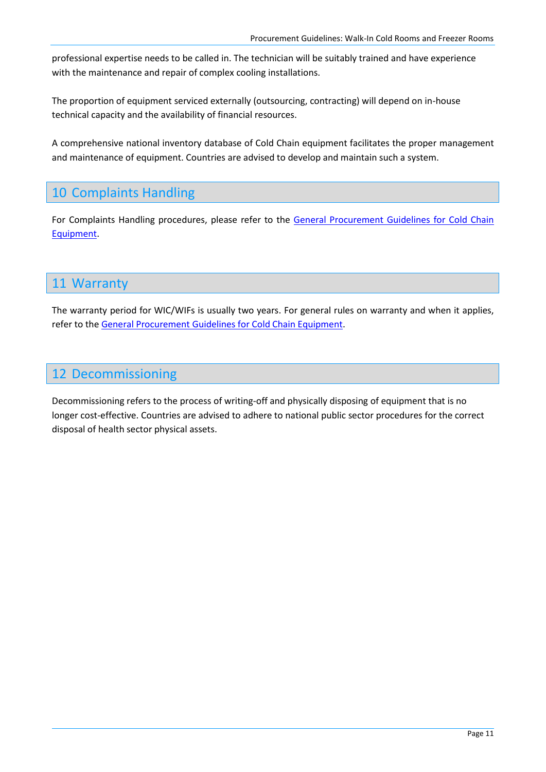professional expertise needs to be called in. The technician will be suitably trained and have experience with the maintenance and repair of complex cooling installations.

The proportion of equipment serviced externally (outsourcing, contracting) will depend on in-house technical capacity and the availability of financial resources.

A comprehensive national inventory database of Cold Chain equipment facilitates the proper management and maintenance of equipment. Countries are advised to develop and maintain such a system.

# 10 Complaints Handling

For Complaints Handling procedures, please refer to the General Procurement Guidelines for Cold Chain Equipment.

# 11 Warranty

The warranty period for WIC/WIFs is usually two years. For general rules on warranty and when it applies, refer to the General Procurement Guidelines for Cold Chain Equipment.

# 12 Decommissioning

Decommissioning refers to the process of writing-off and physically disposing of equipment that is no longer cost-effective. Countries are advised to adhere to national public sector procedures for the correct disposal of health sector physical assets.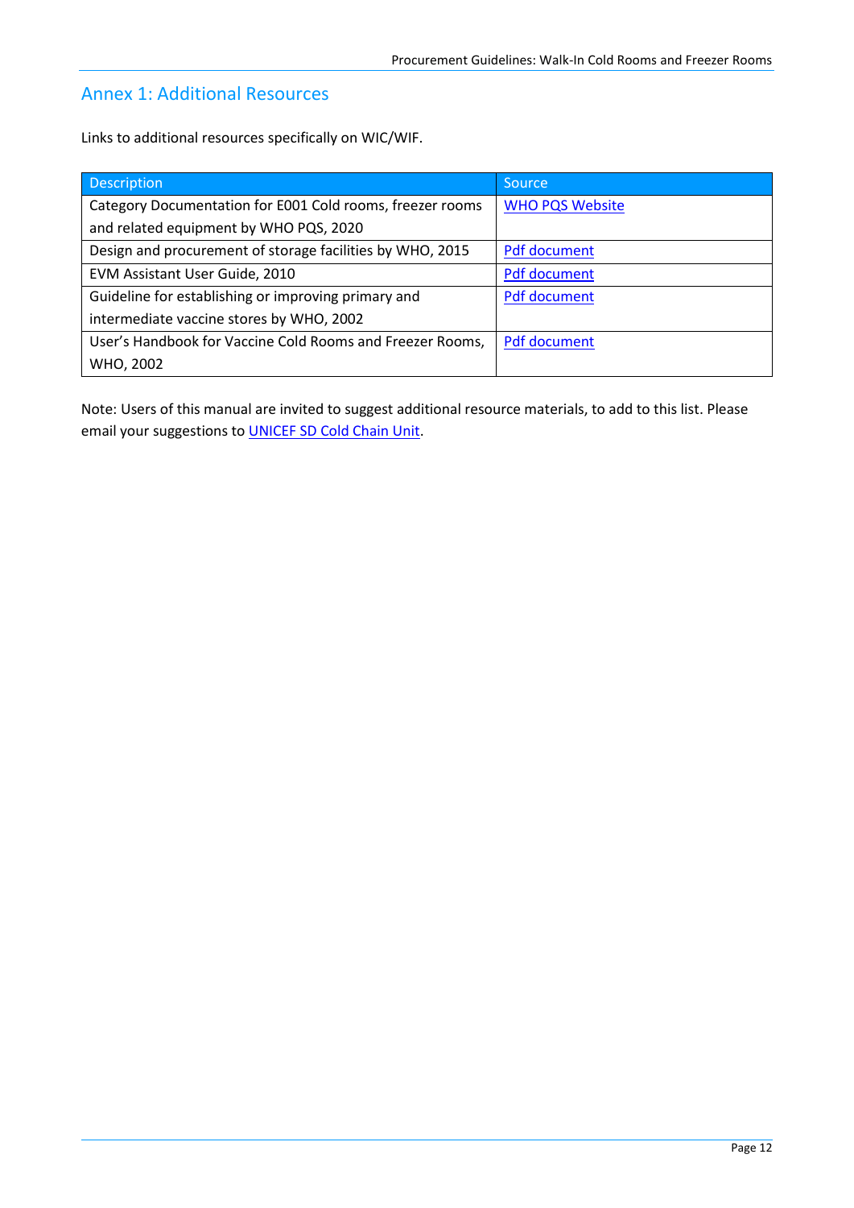## Annex 1: Additional Resources

Links to additional resources specifically on WIC/WIF.

| Description | Source |
|---|---|
| Category Documentation for E001 Cold rooms, freezer rooms and related equipment by WHO PQS, 2020 | WHO PQS Website |
| Design and procurement of storage facilities by WHO, 2015 | Pdf document |
| EVM Assistant User Guide, 2010 | Pdf document |
| Guideline for establishing or improving primary and intermediate vaccine stores by WHO, 2002 | Pdf document |
| User's Handbook for Vaccine Cold Rooms and Freezer Rooms, WHO, 2002 | Pdf document |

Note: Users of this manual are invited to suggest additional resource materials, to add to this list. Please email your suggestions to UNICEF SD Cold Chain Unit.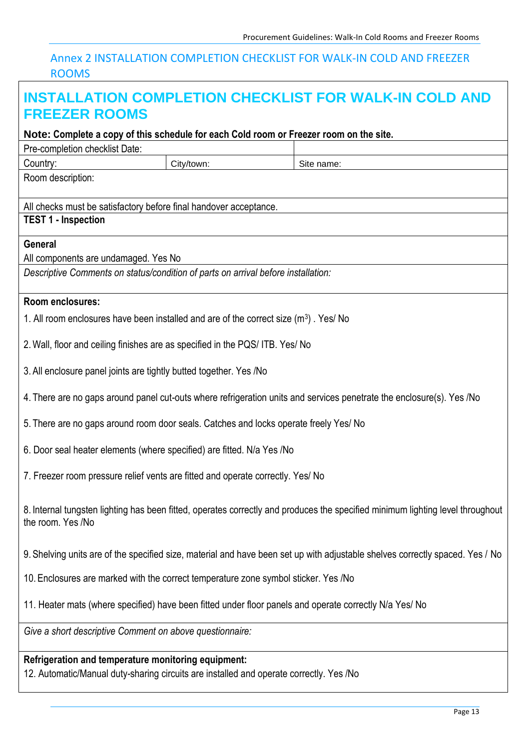## Annex 2 INSTALLATION COMPLETION CHECKLIST FOR WALK-IN COLD AND FREEZER ROOMS

# INSTALLATION COMPLETION CHECKLIST FOR WALK-IN COLD AND FREEZER ROOMS

**Note: Complete a copy of this schedule for each Cold room or Freezer room on the site.**

| Pre-completion checklist Date: | | |
|---|---|---|
| Country: | City/town: | Site name: |

Room description:

All checks must be satisfactory before final handover acceptance.

**TEST 1 - Inspection**

**General**

All components are undamaged. Yes No

*Descriptive Comments on status/condition of parts on arrival before installation:*

**Room enclosures:**

1. All room enclosures have been installed and are of the correct size ($m^3$) . Yes/ No

2. Wall, floor and ceiling finishes are as specified in the PQS/ ITB. Yes/ No

3. All enclosure panel joints are tightly butted together. Yes /No

4. There are no gaps around panel cut-outs where refrigeration units and services penetrate the enclosure(s). Yes /No

5. There are no gaps around room door seals. Catches and locks operate freely Yes/ No

6. Door seal heater elements (where specified) are fitted. N/a Yes /No

7. Freezer room pressure relief vents are fitted and operate correctly. Yes/ No

8. Internal tungsten lighting has been fitted, operates correctly and produces the specified minimum lighting level throughout the room. Yes /No

9. Shelving units are of the specified size, material and have been set up with adjustable shelves correctly spaced. Yes / No

10. Enclosures are marked with the correct temperature zone symbol sticker. Yes /No

11. Heater mats (where specified) have been fitted under floor panels and operate correctly N/a Yes/ No

*Give a short descriptive Comment on above questionnaire:*

**Refrigeration and temperature monitoring equipment:**

12. Automatic/Manual duty-sharing circuits are installed and operate correctly. Yes /No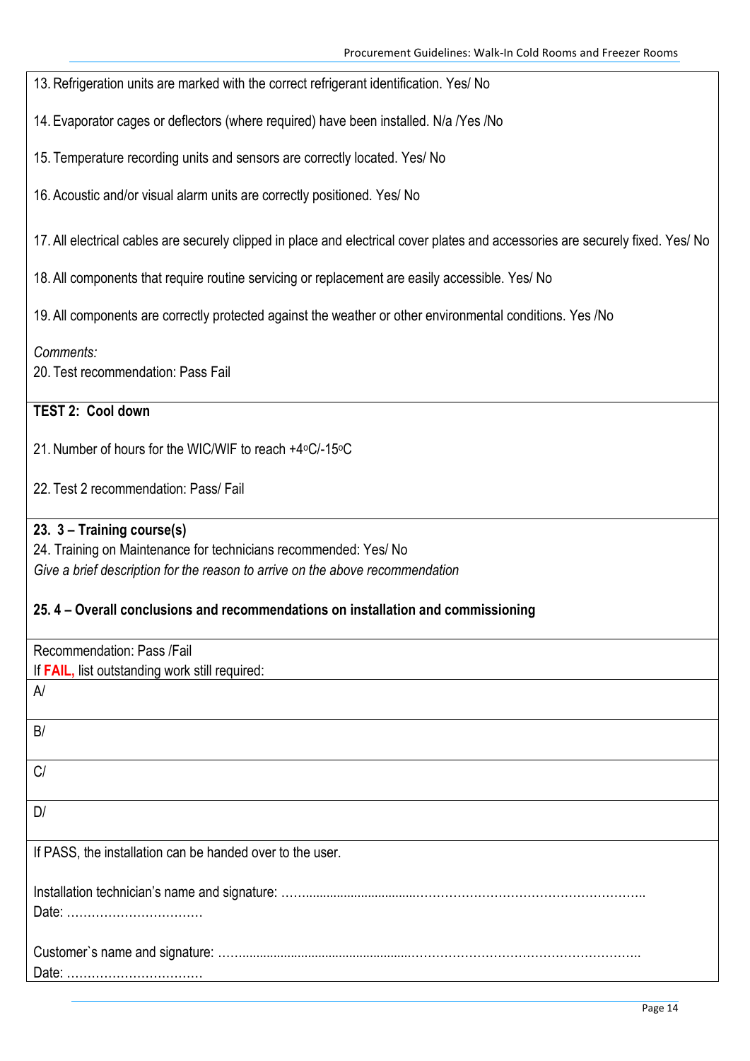13. Refrigeration units are marked with the correct refrigerant identification. Yes/ No

14. Evaporator cages or deflectors (where required) have been installed. N/a /Yes /No

15. Temperature recording units and sensors are correctly located. Yes/ No

16. Acoustic and/or visual alarm units are correctly positioned. Yes/ No

17. All electrical cables are securely clipped in place and electrical cover plates and accessories are securely fixed. Yes/ No

18. All components that require routine servicing or replacement are easily accessible. Yes/ No

19. All components are correctly protected against the weather or other environmental conditions. Yes /No

*Comments:*

20. Test recommendation: Pass Fail

**TEST 2: Cool down**

21. Number of hours for the WIC/WIF to reach +4°C/-15°C

22. Test 2 recommendation: Pass/ Fail

**23. 3 – Training course(s)**

24. Training on Maintenance for technicians recommended: Yes/ No

*Give a brief description for the reason to arrive on the above recommendation*

**25. 4 – Overall conclusions and recommendations on installation and commissioning**

Recommendation: Pass /Fail

If **FAIL,** list outstanding work still required:

A/

B/

C/

D/

If PASS, the installation can be handed over to the user.

Installation technician's name and signature: ……...................................……………………………………………..

Date: ……………………………

Customer`s name and signature: ……..................................................……………………………………………..

Date: ……………………………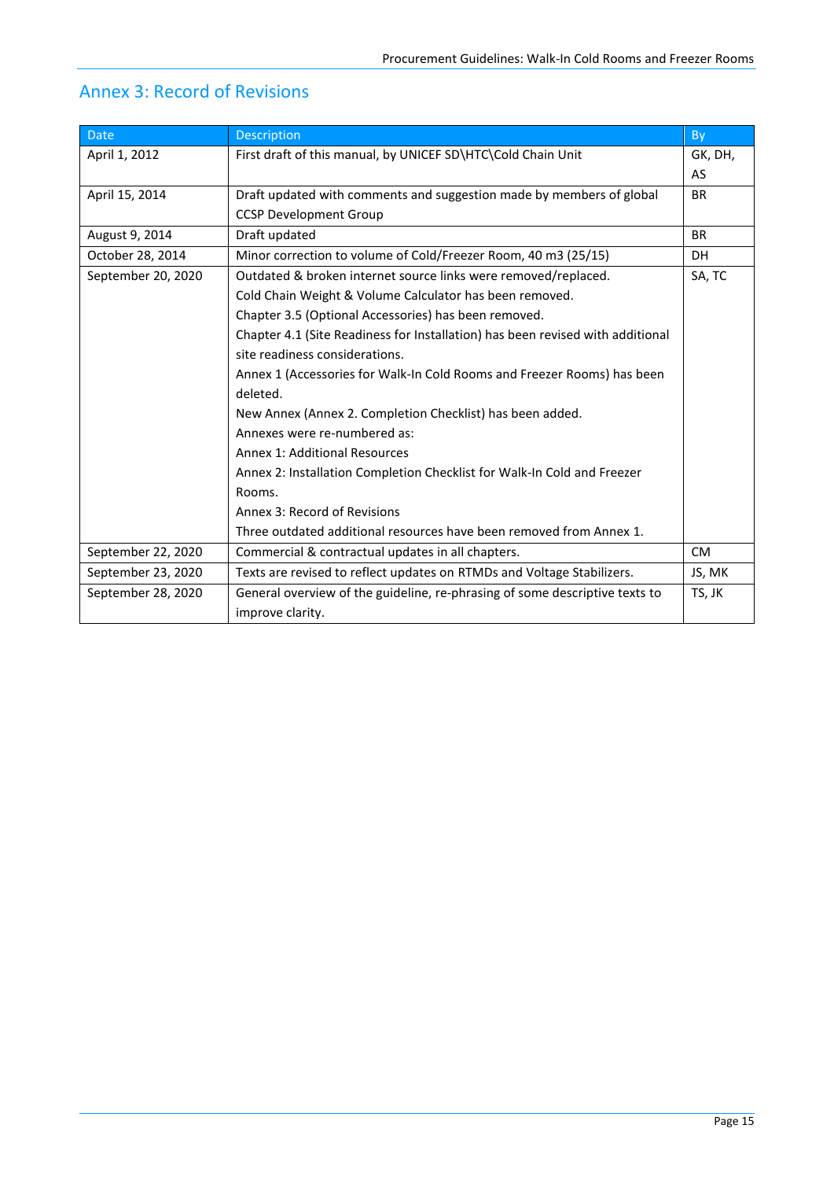## Annex 3: Record of Revisions

| Date | Description | By |
|---|---|---|
| April 1, 2012 | First draft of this manual, by UNICEF SD\HTC\Cold Chain Unit | GK, DH, AS |
| April 15, 2014 | Draft updated with comments and suggestion made by members of global CCSP Development Group | BR |
| August 9, 2014 | Draft updated | BR |
| October 28, 2014 | Minor correction to volume of Cold/Freezer Room, 40 m3 (25/15) | DH |
| September 20, 2020 | Outdated & broken internet source links were removed/replaced.<br>Cold Chain Weight & Volume Calculator has been removed.<br>Chapter 3.5 (Optional Accessories) has been removed.<br>Chapter 4.1 (Site Readiness for Installation) has been revised with additional site readiness considerations.<br>Annex 1 (Accessories for Walk-In Cold Rooms and Freezer Rooms) has been deleted.<br>New Annex (Annex 2. Completion Checklist) has been added.<br>Annexes were re-numbered as:<br>Annex 1: Additional Resources<br>Annex 2: Installation Completion Checklist for Walk-In Cold and Freezer Rooms.<br>Annex 3: Record of Revisions<br>Three outdated additional resources have been removed from Annex 1. | SA, TC |
| September 22, 2020 | Commercial & contractual updates in all chapters. | CM |
| September 23, 2020 | Texts are revised to reflect updates on RTMDs and Voltage Stabilizers. | JS, MK |
| September 28, 2020 | General overview of the guideline, re-phrasing of some descriptive texts to improve clarity. | TS, JK |